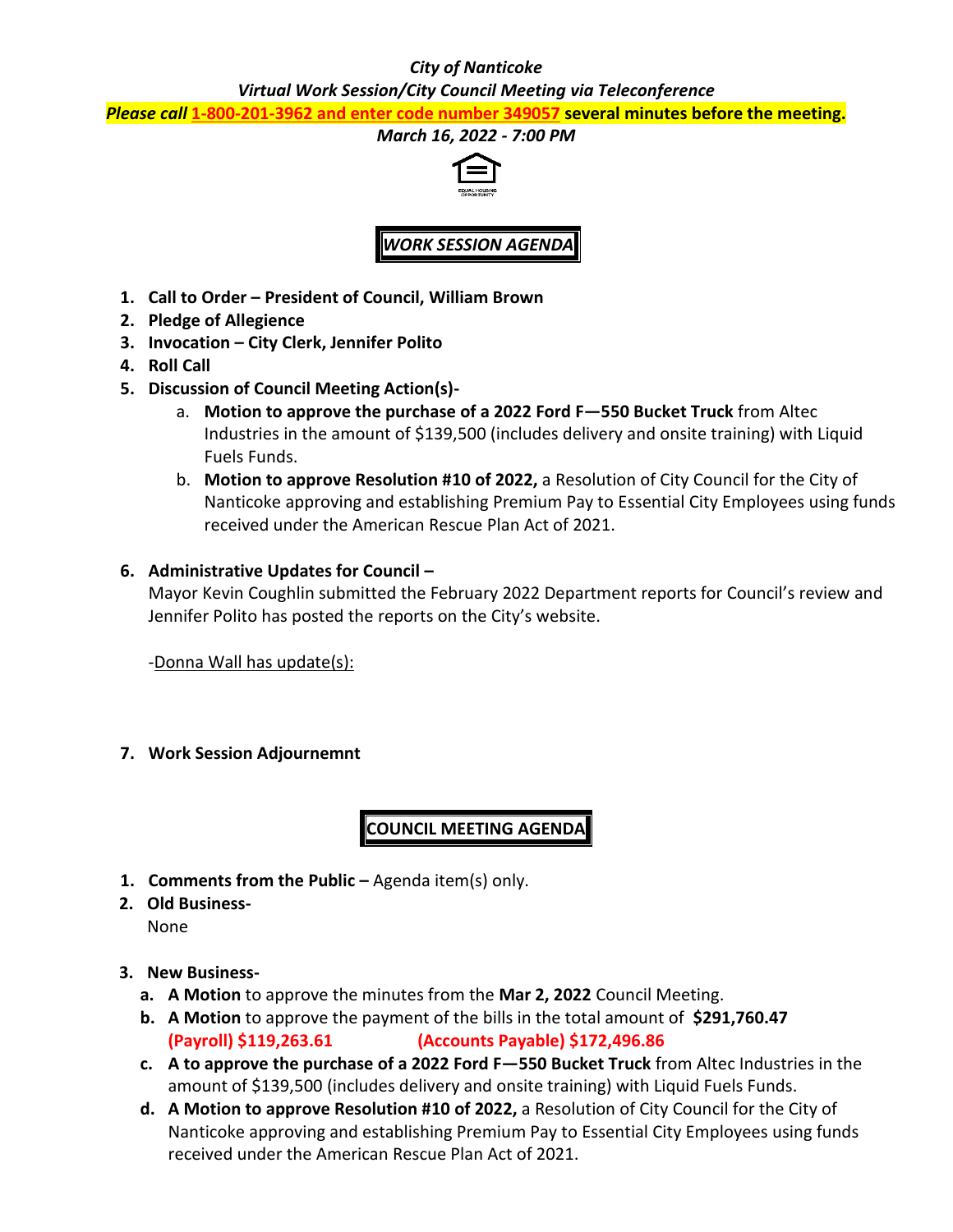***City of Nanticoke***

***Virtual Work Session/City Council Meeting via Teleconference***

***Please call 1-800-201-3962 and enter code number 349057 several minutes before the meeting.***

***March 16, 2022 - 7:00 PM***

## ***WORK SESSION AGENDA***

1. **Call to Order – President of Council, William Brown**
2. **Pledge of Allegience**
3. **Invocation – City Clerk, Jennifer Polito**
4. **Roll Call**
5. **Discussion of Council Meeting Action(s)-**
   a. **Motion to approve the purchase of a 2022 Ford F—550 Bucket Truck** from Altec Industries in the amount of $139,500 (includes delivery and onsite training) with Liquid Fuels Funds.
   b. **Motion to approve Resolution #10 of 2022,** a Resolution of City Council for the City of Nanticoke approving and establishing Premium Pay to Essential City Employees using funds received under the American Rescue Plan Act of 2021.

6. **Administrative Updates for Council –**
   Mayor Kevin Coughlin submitted the February 2022 Department reports for Council's review and Jennifer Polito has posted the reports on the City's website.

   -Donna Wall has update(s):

7. **Work Session Adjournemnt**

## **COUNCIL MEETING AGENDA**

1. **Comments from the Public –** Agenda item(s) only.
2. **Old Business-**
   None

3. **New Business-**
   a. **A Motion** to approve the minutes from the **Mar 2, 2022** Council Meeting.
   b. **A Motion** to approve the payment of the bills in the total amount of **$291,760.47**
      **(Payroll) $119,263.61** **(Accounts Payable) $172,496.86**
   c. **A to approve the purchase of a 2022 Ford F—550 Bucket Truck** from Altec Industries in the amount of $139,500 (includes delivery and onsite training) with Liquid Fuels Funds.
   d. **A Motion to approve Resolution #10 of 2022,** a Resolution of City Council for the City of Nanticoke approving and establishing Premium Pay to Essential City Employees using funds received under the American Rescue Plan Act of 2021.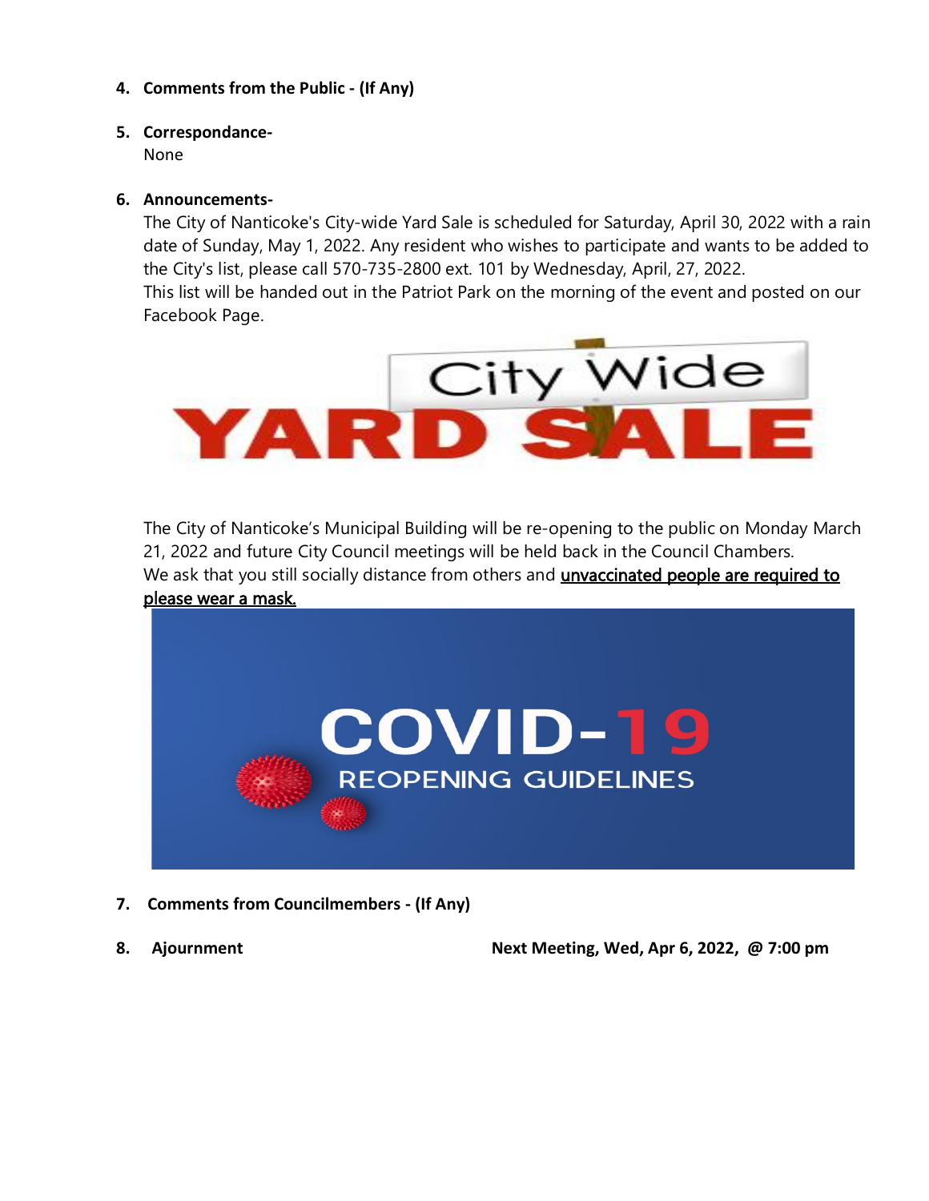4. **Comments from the Public - (If Any)**

5. **Correspondance-**
   None

6. **Announcements-**
   The City of Nanticoke's City-wide Yard Sale is scheduled for Saturday, April 30, 2022 with a rain date of Sunday, May 1, 2022. Any resident who wishes to participate and wants to be added to the City's list, please call 570-735-2800 ext. 101 by Wednesday, April, 27, 2022.
   This list will be handed out in the Patriot Park on the morning of the event and posted on our Facebook Page.

   City Wide
   YARD SALE

   The City of Nanticoke's Municipal Building will be re-opening to the public on Monday March 21, 2022 and future City Council meetings will be held back in the Council Chambers.
   We ask that you still socially distance from others and <u>unvaccinated people are required to please wear a mask.</u>

   COVID-19
   REOPENING GUIDELINES

7. **Comments from Councilmembers - (If Any)**

8. **Ajournment** **Next Meeting, Wed, Apr 6, 2022, @ 7:00 pm**